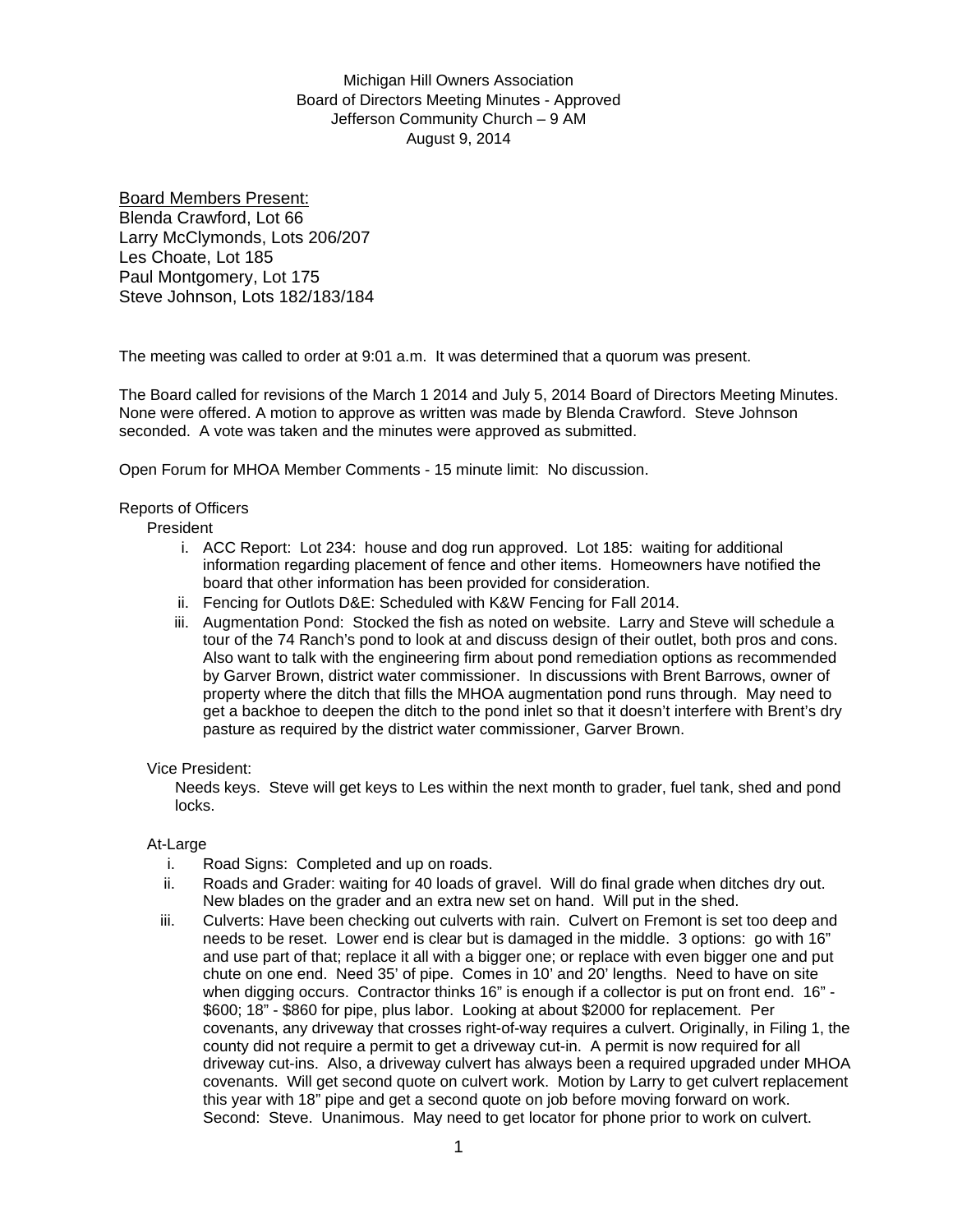Michigan Hill Owners Association
Board of Directors Meeting Minutes - Approved
Jefferson Community Church – 9 AM
August 9, 2014

<u>Board Members Present:</u>
Blenda Crawford, Lot 66
Larry McClymonds, Lots 206/207
Les Choate, Lot 185
Paul Montgomery, Lot 175
Steve Johnson, Lots 182/183/184

The meeting was called to order at 9:01 a.m. It was determined that a quorum was present.

The Board called for revisions of the March 1 2014 and July 5, 2014 Board of Directors Meeting Minutes. None were offered. A motion to approve as written was made by Blenda Crawford. Steve Johnson seconded. A vote was taken and the minutes were approved as submitted.

Open Forum for MHOA Member Comments - 15 minute limit: No discussion.

Reports of Officers

President

i. ACC Report: Lot 234: house and dog run approved. Lot 185: waiting for additional information regarding placement of fence and other items. Homeowners have notified the board that other information has been provided for consideration.
ii. Fencing for Outlots D&E: Scheduled with K&W Fencing for Fall 2014.
iii. Augmentation Pond: Stocked the fish as noted on website. Larry and Steve will schedule a tour of the 74 Ranch's pond to look at and discuss design of their outlet, both pros and cons. Also want to talk with the engineering firm about pond remediation options as recommended by Garver Brown, district water commissioner. In discussions with Brent Barrows, owner of property where the ditch that fills the MHOA augmentation pond runs through. May need to get a backhoe to deepen the ditch to the pond inlet so that it doesn't interfere with Brent's dry pasture as required by the district water commissioner, Garver Brown.

Vice President:

Needs keys. Steve will get keys to Les within the next month to grader, fuel tank, shed and pond locks.

At-Large

i. Road Signs: Completed and up on roads.
ii. Roads and Grader: waiting for 40 loads of gravel. Will do final grade when ditches dry out. New blades on the grader and an extra new set on hand. Will put in the shed.
iii. Culverts: Have been checking out culverts with rain. Culvert on Fremont is set too deep and needs to be reset. Lower end is clear but is damaged in the middle. 3 options: go with 16" and use part of that; replace it all with a bigger one; or replace with even bigger one and put chute on one end. Need 35' of pipe. Comes in 10' and 20' lengths. Need to have on site when digging occurs. Contractor thinks 16" is enough if a collector is put on front end. 16" - $600; 18" - $860 for pipe, plus labor. Looking at about $2000 for replacement. Per covenants, any driveway that crosses right-of-way requires a culvert. Originally, in Filing 1, the county did not require a permit to get a driveway cut-in. A permit is now required for all driveway cut-ins. Also, a driveway culvert has always been a required upgraded under MHOA covenants. Will get second quote on culvert work. Motion by Larry to get culvert replacement this year with 18" pipe and get a second quote on job before moving forward on work. Second: Steve. Unanimous. May need to get locator for phone prior to work on culvert.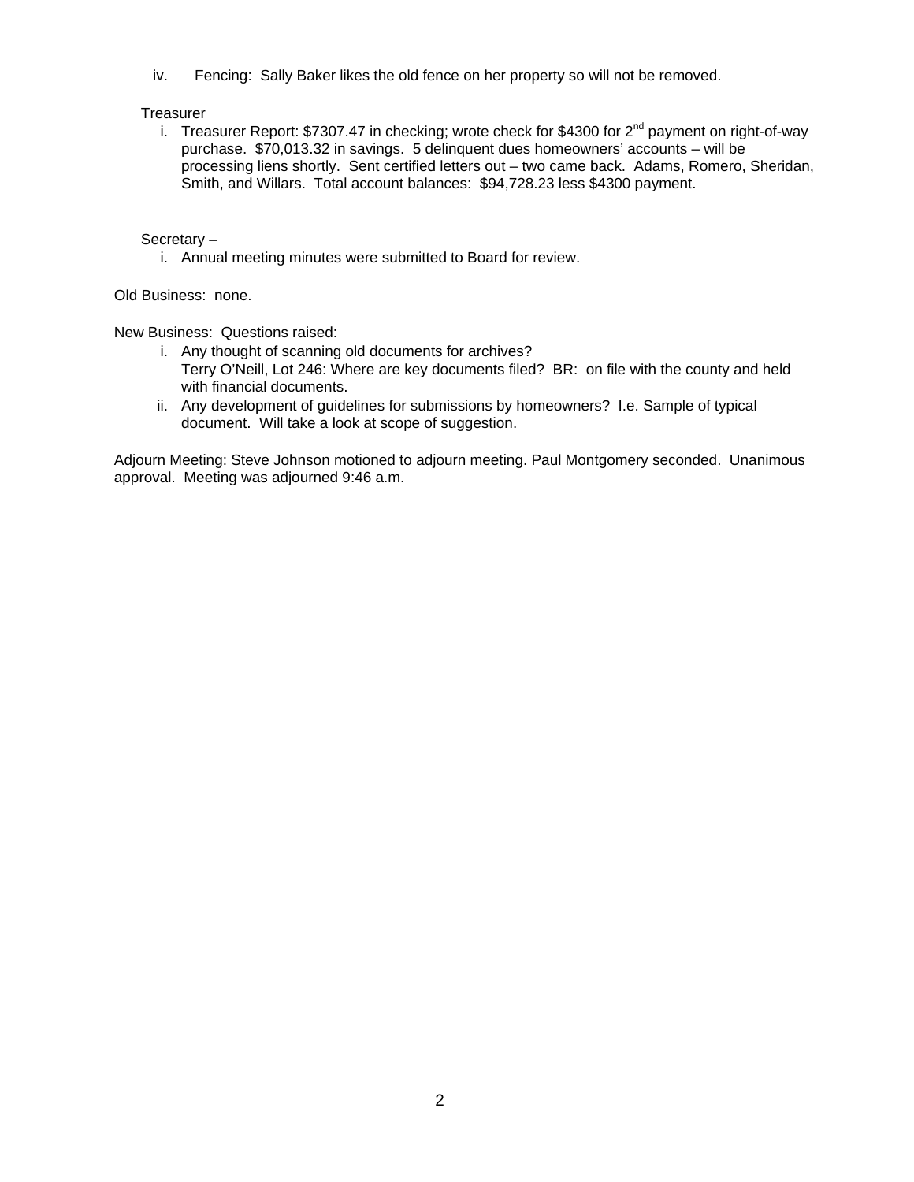iv. Fencing: Sally Baker likes the old fence on her property so will not be removed.

Treasurer

i. Treasurer Report: $7307.47 in checking; wrote check for $4300 for 2nd payment on right-of-way purchase. $70,013.32 in savings. 5 delinquent dues homeowners' accounts – will be processing liens shortly. Sent certified letters out – two came back. Adams, Romero, Sheridan, Smith, and Willars. Total account balances: $94,728.23 less $4300 payment.

Secretary –

i. Annual meeting minutes were submitted to Board for review.

Old Business: none.

New Business: Questions raised:

i. Any thought of scanning old documents for archives?
   Terry O'Neill, Lot 246: Where are key documents filed? BR: on file with the county and held with financial documents.
ii. Any development of guidelines for submissions by homeowners? I.e. Sample of typical document. Will take a look at scope of suggestion.

Adjourn Meeting: Steve Johnson motioned to adjourn meeting. Paul Montgomery seconded. Unanimous approval. Meeting was adjourned 9:46 a.m.